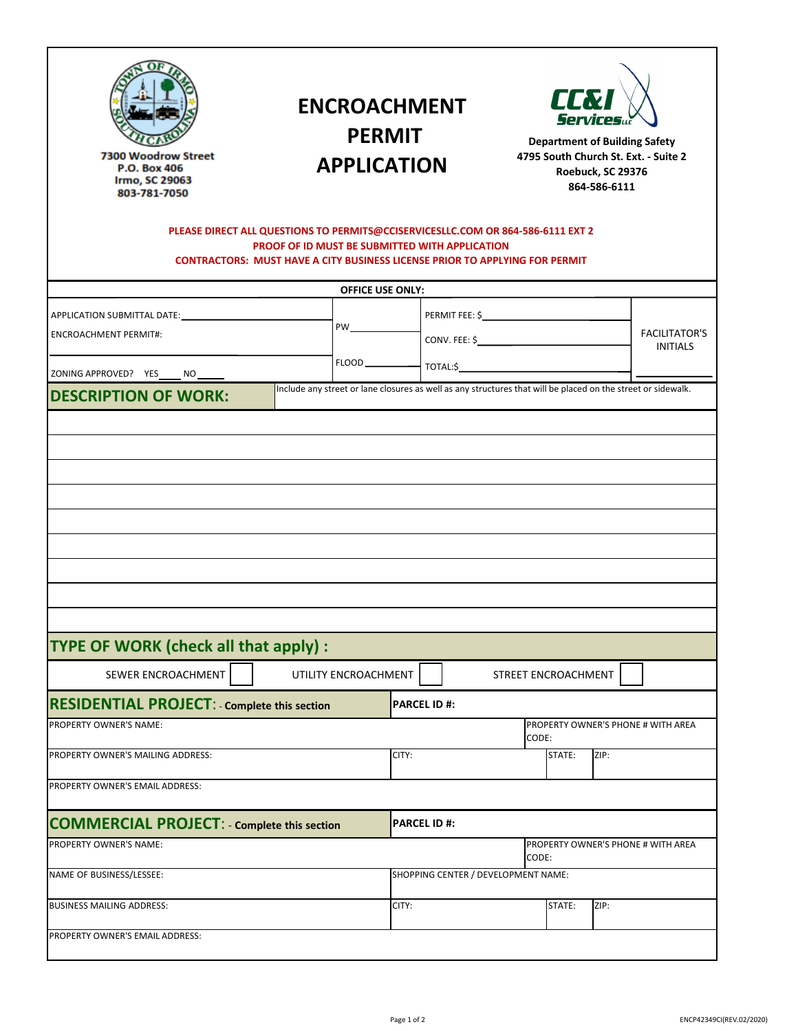7300 Woodrow Street
P.O. Box 406
Irmo, SC 29063
803-781-7050

# ENCROACHMENT PERMIT APPLICATION

**CC&I Services LLC**
**Department of Building Safety**
**4795 South Church St. Ext. - Suite 2**
**Roebuck, SC 29376**
**864-586-6111**

**PLEASE DIRECT ALL QUESTIONS TO PERMITS@CCISERVICESLLC.COM OR 864-586-6111 EXT 2**
**PROOF OF ID MUST BE SUBMITTED WITH APPLICATION**
**CONTRACTORS: MUST HAVE A CITY BUSINESS LICENSE PRIOR TO APPLYING FOR PERMIT**

**OFFICE USE ONLY:**

| | | | |
|---|---|---|---|
| APPLICATION SUBMITTAL DATE: ____________ | PW ________ | PERMIT FEE: $ ____________ | FACILITATOR'S INITIALS |
| ENCROACHMENT PERMIT#: ____________ | | CONV. FEE: $ ____________ | |
| ZONING APPROVED? YES ____ NO ____ | FLOOD ________ | TOTAL:$ ____________ | ________ |

## DESCRIPTION OF WORK:

Include any street or lane closures as well as any structures that will be placed on the street or sidewalk.

_______________________________________________

_______________________________________________

_______________________________________________

_______________________________________________

_______________________________________________

_______________________________________________

_______________________________________________

_______________________________________________

_______________________________________________

## TYPE OF WORK (check all that apply) :

SEWER ENCROACHMENT ☐ UTILITY ENCROACHMENT ☐ STREET ENCROACHMENT ☐

## RESIDENTIAL PROJECT: - Complete this section

| | | | |
|---|---|---|---|
| **PARCEL ID #:** | | | |
| PROPERTY OWNER'S NAME: | | PROPERTY OWNER'S PHONE # WITH AREA CODE: | |
| PROPERTY OWNER'S MAILING ADDRESS: | CITY: | STATE: | ZIP: |
| PROPERTY OWNER'S EMAIL ADDRESS: | | | |

## COMMERCIAL PROJECT: - Complete this section

| | | | |
|---|---|---|---|
| **PARCEL ID #:** | | | |
| PROPERTY OWNER'S NAME: | | PROPERTY OWNER'S PHONE # WITH AREA CODE: | |
| NAME OF BUSINESS/LESSEE: | SHOPPING CENTER / DEVELOPMENT NAME: | | |
| BUSINESS MAILING ADDRESS: | CITY: | STATE: | ZIP: |
| PROPERTY OWNER'S EMAIL ADDRESS: | | | |

ENCP42349CI(REV.02/2020)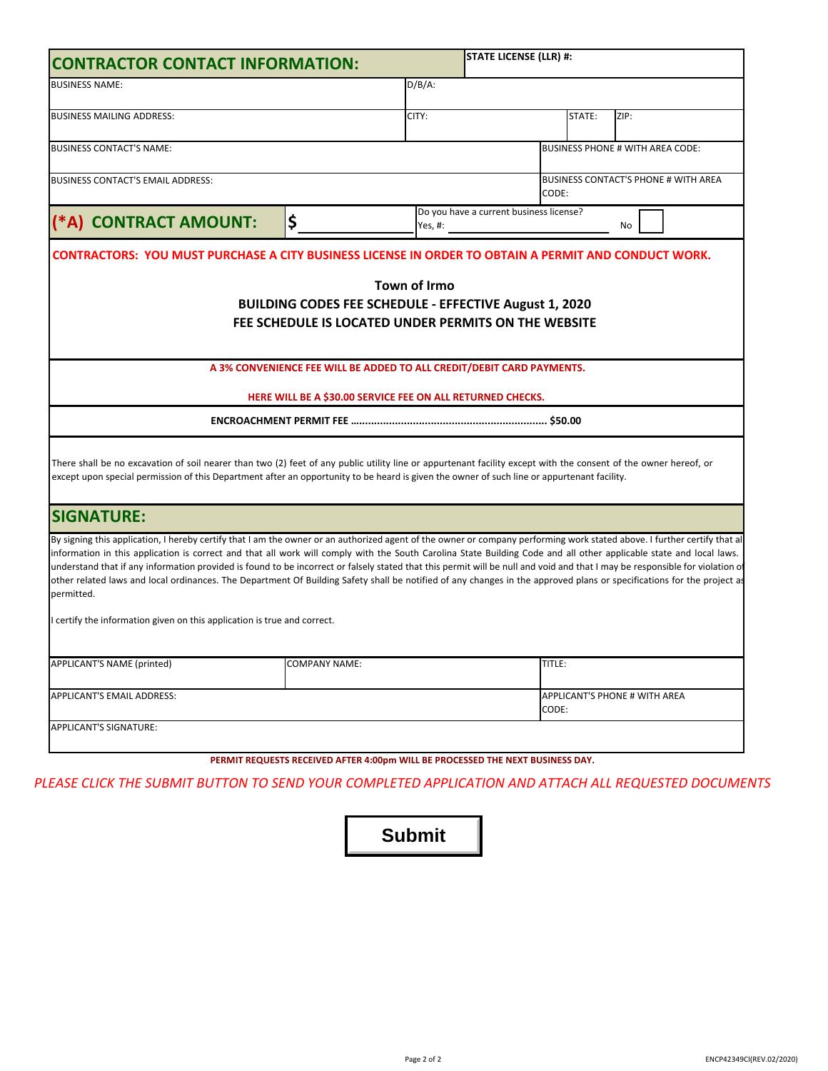## CONTRACTOR CONTACT INFORMATION:

| | |
|---|---|
| STATE LICENSE (LLR) #: | |
| BUSINESS NAME: | D/B/A: |
| BUSINESS MAILING ADDRESS: | CITY: / STATE: / ZIP: |
| BUSINESS CONTACT'S NAME: | BUSINESS PHONE # WITH AREA CODE: |
| BUSINESS CONTACT'S EMAIL ADDRESS: | BUSINESS CONTACT'S PHONE # WITH AREA CODE: |

**(*A) CONTRACT AMOUNT:** $ ________

Do you have a current business license? Yes, #: ________ No ☐

**CONTRACTORS: YOU MUST PURCHASE A CITY BUSINESS LICENSE IN ORDER TO OBTAIN A PERMIT AND CONDUCT WORK.**

**Town of Irmo**

**BUILDING CODES FEE SCHEDULE - EFFECTIVE August 1, 2020**

**FEE SCHEDULE IS LOCATED UNDER PERMITS ON THE WEBSITE**

**A 3% CONVENIENCE FEE WILL BE ADDED TO ALL CREDIT/DEBIT CARD PAYMENTS.**

**HERE WILL BE A $30.00 SERVICE FEE ON ALL RETURNED CHECKS.**

**ENCROACHMENT PERMIT FEE ………………………………………………………… $50.00**

There shall be no excavation of soil nearer than two (2) feet of any public utility line or appurtenant facility except with the consent of the owner hereof, or except upon special permission of this Department after an opportunity to be heard is given the owner of such line or appurtenant facility.

## SIGNATURE:

By signing this application, I hereby certify that I am the owner or an authorized agent of the owner or company performing work stated above. I further certify that all information in this application is correct and that all work will comply with the South Carolina State Building Code and all other applicable state and local laws. I understand that if any information provided is found to be incorrect or falsely stated that this permit will be null and void and that I may be responsible for violation of other related laws and local ordinances. The Department Of Building Safety shall be notified of any changes in the approved plans or specifications for the project as permitted.

I certify the information given on this application is true and correct.

| | | |
|---|---|---|
| APPLICANT'S NAME (printed) | COMPANY NAME: | TITLE: |
| APPLICANT'S EMAIL ADDRESS: | | APPLICANT'S PHONE # WITH AREA CODE: |
| APPLICANT'S SIGNATURE: | | |

**PERMIT REQUESTS RECEIVED AFTER 4:00pm WILL BE PROCESSED THE NEXT BUSINESS DAY.**

*PLEASE CLICK THE SUBMIT BUTTON TO SEND YOUR COMPLETED APPLICATION AND ATTACH ALL REQUESTED DOCUMENTS*

**Submit**

ENCP42349CI(REV.02/2020)